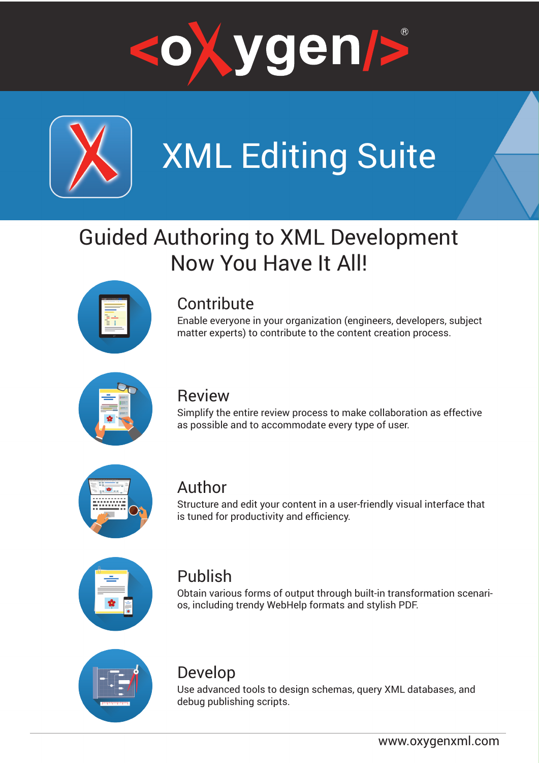# <oXygen/>®

## XML Editing Suite

### Guided Authoring to XML Development Now You Have It All!

### Contribute

Enable everyone in your organization (engineers, developers, subject matter experts) to contribute to the content creation process.

### Review

Simplify the entire review process to make collaboration as effective as possible and to accommodate every type of user.

### Author

Structure and edit your content in a user-friendly visual interface that is tuned for productivity and efficiency.

### Publish

Obtain various forms of output through built-in transformation scenarios, including trendy WebHelp formats and stylish PDF.

### Develop

Use advanced tools to design schemas, query XML databases, and debug publishing scripts.

www.oxygenxml.com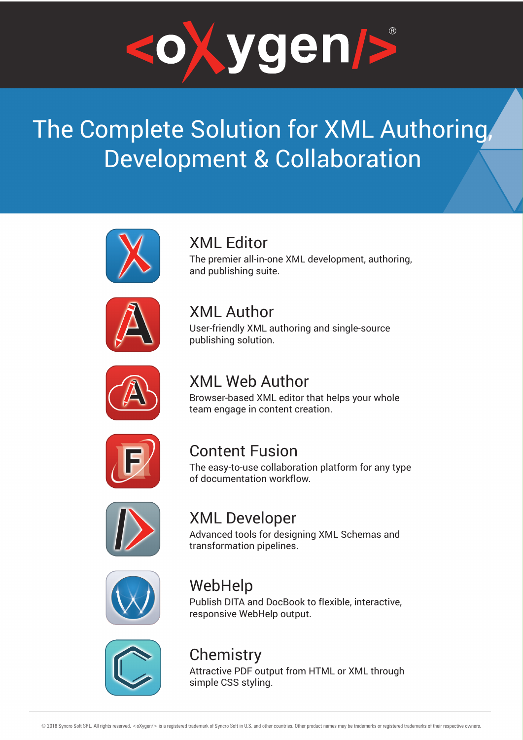# <oXygen/>®

## The Complete Solution for XML Authoring, Development & Collaboration

### XML Editor
The premier all-in-one XML development, authoring, and publishing suite.

### XML Author
User-friendly XML authoring and single-source publishing solution.

### XML Web Author
Browser-based XML editor that helps your whole team engage in content creation.

### Content Fusion
The easy-to-use collaboration platform for any type of documentation workflow.

### XML Developer
Advanced tools for designing XML Schemas and transformation pipelines.

### WebHelp
Publish DITA and DocBook to flexible, interactive, responsive WebHelp output.

### Chemistry
Attractive PDF output from HTML or XML through simple CSS styling.

© 2018 Syncro Soft SRL. All rights reserved. <oXygen/> is a registered trademark of Syncro Soft in U.S. and other countries. Other product names may be trademarks or registered trademarks of their respective owners.